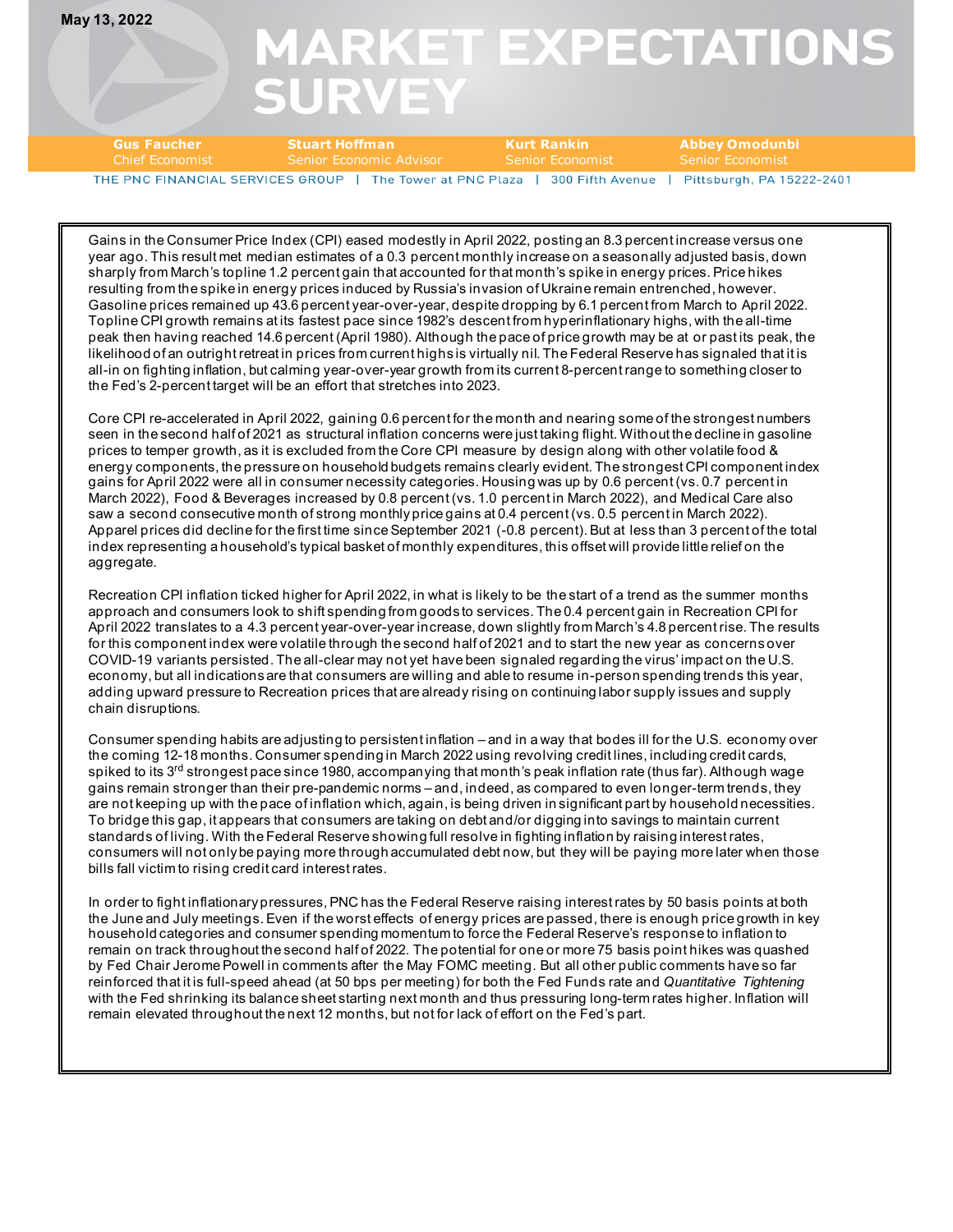May 13, 2022

# MARKET EXPECTATIONS SURVEY

**Gus Faucher** Chief Economist | **Stuart Hoffman** Senior Economic Advisor | **Kurt Rankin** Senior Economist | **Abbey Omodunbi** Senior Economist

THE PNC FINANCIAL SERVICES GROUP | The Tower at PNC Plaza | 300 Fifth Avenue | Pittsburgh, PA 15222-2401

Gains in the Consumer Price Index (CPI) eased modestly in April 2022, posting an 8.3 percent increase versus one year ago. This result met median estimates of a 0.3 percent monthly increase on a seasonally adjusted basis, down sharply from March's topline 1.2 percent gain that accounted for that month's spike in energy prices. Price hikes resulting from the spike in energy prices induced by Russia's invasion of Ukraine remain entrenched, however. Gasoline prices remained up 43.6 percent year-over-year, despite dropping by 6.1 percent from March to April 2022. Topline CPI growth remains at its fastest pace since 1982's descent from hyperinflationary highs, with the all-time peak then having reached 14.6 percent (April 1980). Although the pace of price growth may be at or past its peak, the likelihood of an outright retreat in prices from current highs is virtually nil. The Federal Reserve has signaled that it is all-in on fighting inflation, but calming year-over-year growth from its current 8-percent range to something closer to the Fed's 2-percent target will be an effort that stretches into 2023.

Core CPI re-accelerated in April 2022, gaining 0.6 percent for the month and nearing some of the strongest numbers seen in the second half of 2021 as structural inflation concerns were just taking flight. Without the decline in gasoline prices to temper growth, as it is excluded from the Core CPI measure by design along with other volatile food & energy components, the pressure on household budgets remains clearly evident. The strongest CPI component index gains for April 2022 were all in consumer necessity categories. Housing was up by 0.6 percent (vs. 0.7 percent in March 2022), Food & Beverages increased by 0.8 percent (vs. 1.0 percent in March 2022), and Medical Care also saw a second consecutive month of strong monthly price gains at 0.4 percent (vs. 0.5 percent in March 2022). Apparel prices did decline for the first time since September 2021 (-0.8 percent). But at less than 3 percent of the total index representing a household's typical basket of monthly expenditures, this offset will provide little relief on the aggregate.

Recreation CPI inflation ticked higher for April 2022, in what is likely to be the start of a trend as the summer months approach and consumers look to shift spending from goods to services. The 0.4 percent gain in Recreation CPI for April 2022 translates to a 4.3 percent year-over-year increase, down slightly from March's 4.8 percent rise. The results for this component index were volatile through the second half of 2021 and to start the new year as concerns over COVID-19 variants persisted. The all-clear may not yet have been signaled regarding the virus' impact on the U.S. economy, but all indications are that consumers are willing and able to resume in-person spending trends this year, adding upward pressure to Recreation prices that are already rising on continuing labor supply issues and supply chain disruptions.

Consumer spending habits are adjusting to persistent inflation – and in a way that bodes ill for the U.S. economy over the coming 12-18 months. Consumer spending in March 2022 using revolving credit lines, including credit cards, spiked to its 3rd strongest pace since 1980, accompanying that month's peak inflation rate (thus far). Although wage gains remain stronger than their pre-pandemic norms – and, indeed, as compared to even longer-term trends, they are not keeping up with the pace of inflation which, again, is being driven in significant part by household necessities. To bridge this gap, it appears that consumers are taking on debt and/or digging into savings to maintain current standards of living. With the Federal Reserve showing full resolve in fighting inflation by raising interest rates, consumers will not only be paying more through accumulated debt now, but they will be paying more later when those bills fall victim to rising credit card interest rates.

In order to fight inflationary pressures, PNC has the Federal Reserve raising interest rates by 50 basis points at both the June and July meetings. Even if the worst effects of energy prices are passed, there is enough price growth in key household categories and consumer spending momentum to force the Federal Reserve's response to inflation to remain on track throughout the second half of 2022. The potential for one or more 75 basis point hikes was quashed by Fed Chair Jerome Powell in comments after the May FOMC meeting. But all other public comments have so far reinforced that it is full-speed ahead (at 50 bps per meeting) for both the Fed Funds rate and *Quantitative Tightening* with the Fed shrinking its balance sheet starting next month and thus pressuring long-term rates higher. Inflation will remain elevated throughout the next 12 months, but not for lack of effort on the Fed's part.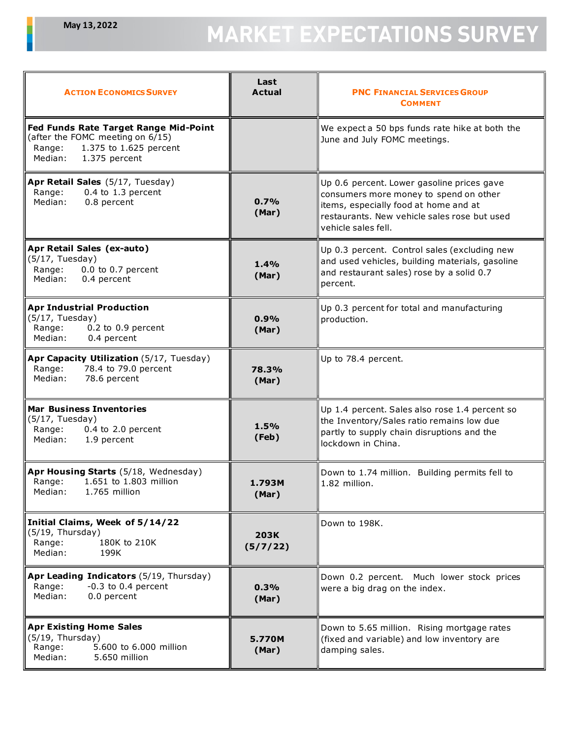May 13, 2022

# MARKET EXPECTATIONS SURVEY

| ACTION ECONOMICS SURVEY | Last Actual | PNC FINANCIAL SERVICES GROUP COMMENT |
|---|---|---|
| **Fed Funds Rate Target Range Mid-Point** (after the FOMC meeting on 6/15)<br>Range: 1.375 to 1.625 percent<br>Median: 1.375 percent | | We expect a 50 bps funds rate hike at both the June and July FOMC meetings. |
| **Apr Retail Sales** (5/17, Tuesday)<br>Range: 0.4 to 1.3 percent<br>Median: 0.8 percent | **0.7% (Mar)** | Up 0.6 percent. Lower gasoline prices gave consumers more money to spend on other items, especially food at home and at restaurants. New vehicle sales rose but used vehicle sales fell. |
| **Apr Retail Sales (ex-auto)** (5/17, Tuesday)<br>Range: 0.0 to 0.7 percent<br>Median: 0.4 percent | **1.4% (Mar)** | Up 0.3 percent. Control sales (excluding new and used vehicles, building materials, gasoline and restaurant sales) rose by a solid 0.7 percent. |
| **Apr Industrial Production** (5/17, Tuesday)<br>Range: 0.2 to 0.9 percent<br>Median: 0.4 percent | **0.9% (Mar)** | Up 0.3 percent for total and manufacturing production. |
| **Apr Capacity Utilization** (5/17, Tuesday)<br>Range: 78.4 to 79.0 percent<br>Median: 78.6 percent | **78.3% (Mar)** | Up to 78.4 percent. |
| **Mar Business Inventories** (5/17, Tuesday)<br>Range: 0.4 to 2.0 percent<br>Median: 1.9 percent | **1.5% (Feb)** | Up 1.4 percent. Sales also rose 1.4 percent so the Inventory/Sales ratio remains low due partly to supply chain disruptions and the lockdown in China. |
| **Apr Housing Starts** (5/18, Wednesday)<br>Range: 1.651 to 1.803 million<br>Median: 1.765 million | **1.793M (Mar)** | Down to 1.74 million. Building permits fell to 1.82 million. |
| **Initial Claims, Week of 5/14/22** (5/19, Thursday)<br>Range: 180K to 210K<br>Median: 199K | **203K (5/7/22)** | Down to 198K. |
| **Apr Leading Indicators** (5/19, Thursday)<br>Range: -0.3 to 0.4 percent<br>Median: 0.0 percent | **0.3% (Mar)** | Down 0.2 percent. Much lower stock prices were a big drag on the index. |
| **Apr Existing Home Sales** (5/19, Thursday)<br>Range: 5.600 to 6.000 million<br>Median: 5.650 million | **5.770M (Mar)** | Down to 5.65 million. Rising mortgage rates (fixed and variable) and low inventory are damping sales. |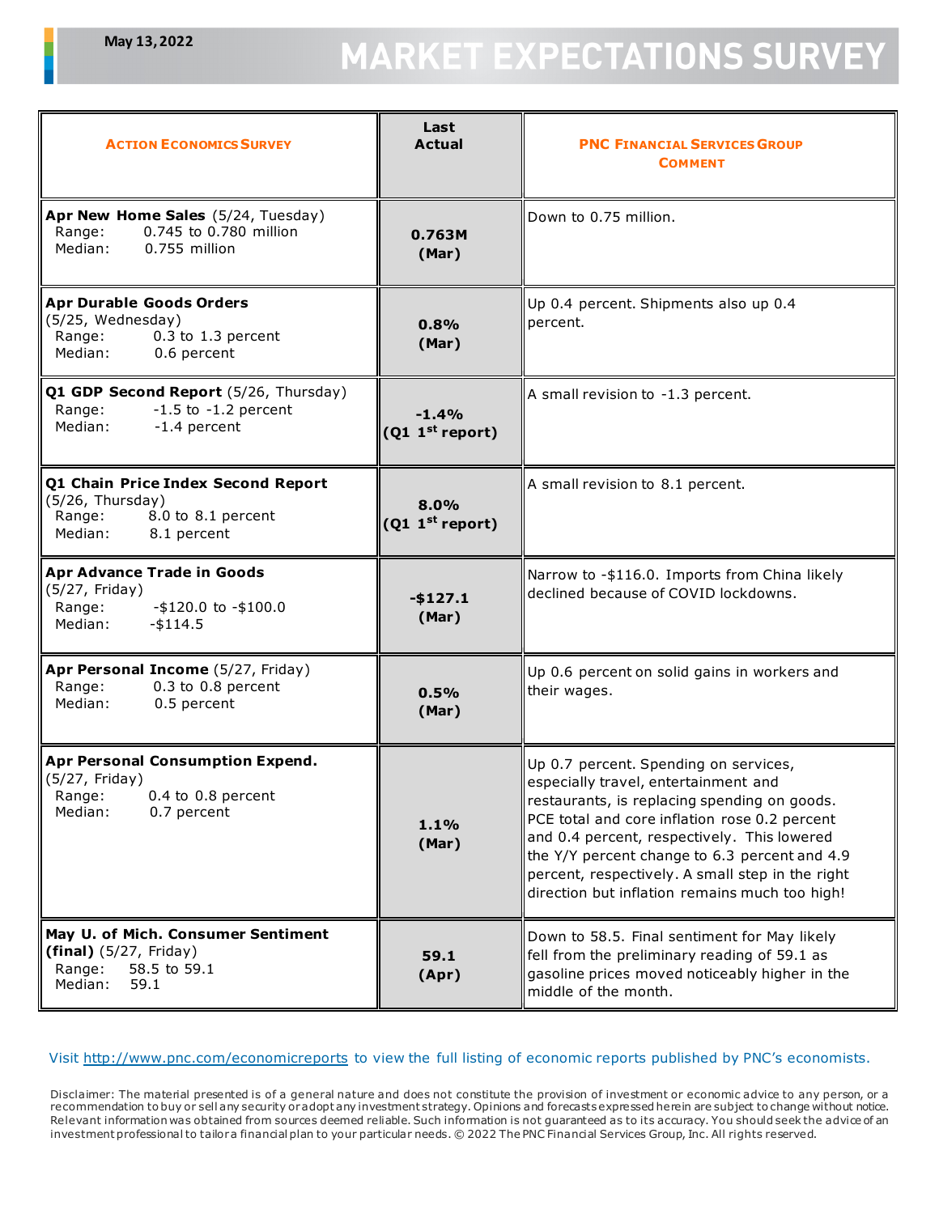May 13, 2022

# MARKET EXPECTATIONS SURVEY

| ACTION ECONOMICS SURVEY | Last Actual | PNC FINANCIAL SERVICES GROUP COMMENT |
|---|---|---|
| **Apr New Home Sales** (5/24, Tuesday)<br>Range: 0.745 to 0.780 million<br>Median: 0.755 million | **0.763M (Mar)** | Down to 0.75 million. |
| **Apr Durable Goods Orders** (5/25, Wednesday)<br>Range: 0.3 to 1.3 percent<br>Median: 0.6 percent | **0.8% (Mar)** | Up 0.4 percent. Shipments also up 0.4 percent. |
| **Q1 GDP Second Report** (5/26, Thursday)<br>Range: -1.5 to -1.2 percent<br>Median: -1.4 percent | **-1.4% (Q1 1st report)** | A small revision to -1.3 percent. |
| **Q1 Chain Price Index Second Report** (5/26, Thursday)<br>Range: 8.0 to 8.1 percent<br>Median: 8.1 percent | **8.0% (Q1 1st report)** | A small revision to 8.1 percent. |
| **Apr Advance Trade in Goods** (5/27, Friday)<br>Range: -$120.0 to -$100.0<br>Median: -$114.5 | **-$127.1 (Mar)** | Narrow to -$116.0. Imports from China likely declined because of COVID lockdowns. |
| **Apr Personal Income** (5/27, Friday)<br>Range: 0.3 to 0.8 percent<br>Median: 0.5 percent | **0.5% (Mar)** | Up 0.6 percent on solid gains in workers and their wages. |
| **Apr Personal Consumption Expend.** (5/27, Friday)<br>Range: 0.4 to 0.8 percent<br>Median: 0.7 percent | **1.1% (Mar)** | Up 0.7 percent. Spending on services, especially travel, entertainment and restaurants, is replacing spending on goods. PCE total and core inflation rose 0.2 percent and 0.4 percent, respectively. This lowered the Y/Y percent change to 6.3 percent and 4.9 percent, respectively. A small step in the right direction but inflation remains much too high! |
| **May U. of Mich. Consumer Sentiment (final)** (5/27, Friday)<br>Range: 58.5 to 59.1<br>Median: 59.1 | **59.1 (Apr)** | Down to 58.5. Final sentiment for May likely fell from the preliminary reading of 59.1 as gasoline prices moved noticeably higher in the middle of the month. |

Visit http://www.pnc.com/economicreports to view the full listing of economic reports published by PNC's economists.

Disclaimer: The material presented is of a general nature and does not constitute the provision of investment or economic advice to any person, or a recommendation to buy or sell any security or adopt any investment strategy. Opinions and forecasts expressed herein are subject to change without notice. Relevant information was obtained from sources deemed reliable. Such information is not guaranteed as to its accuracy. You should seek the advice of an investment professional to tailor a financial plan to your particular needs. © 2022 The PNC Financial Services Group, Inc. All rights reserved.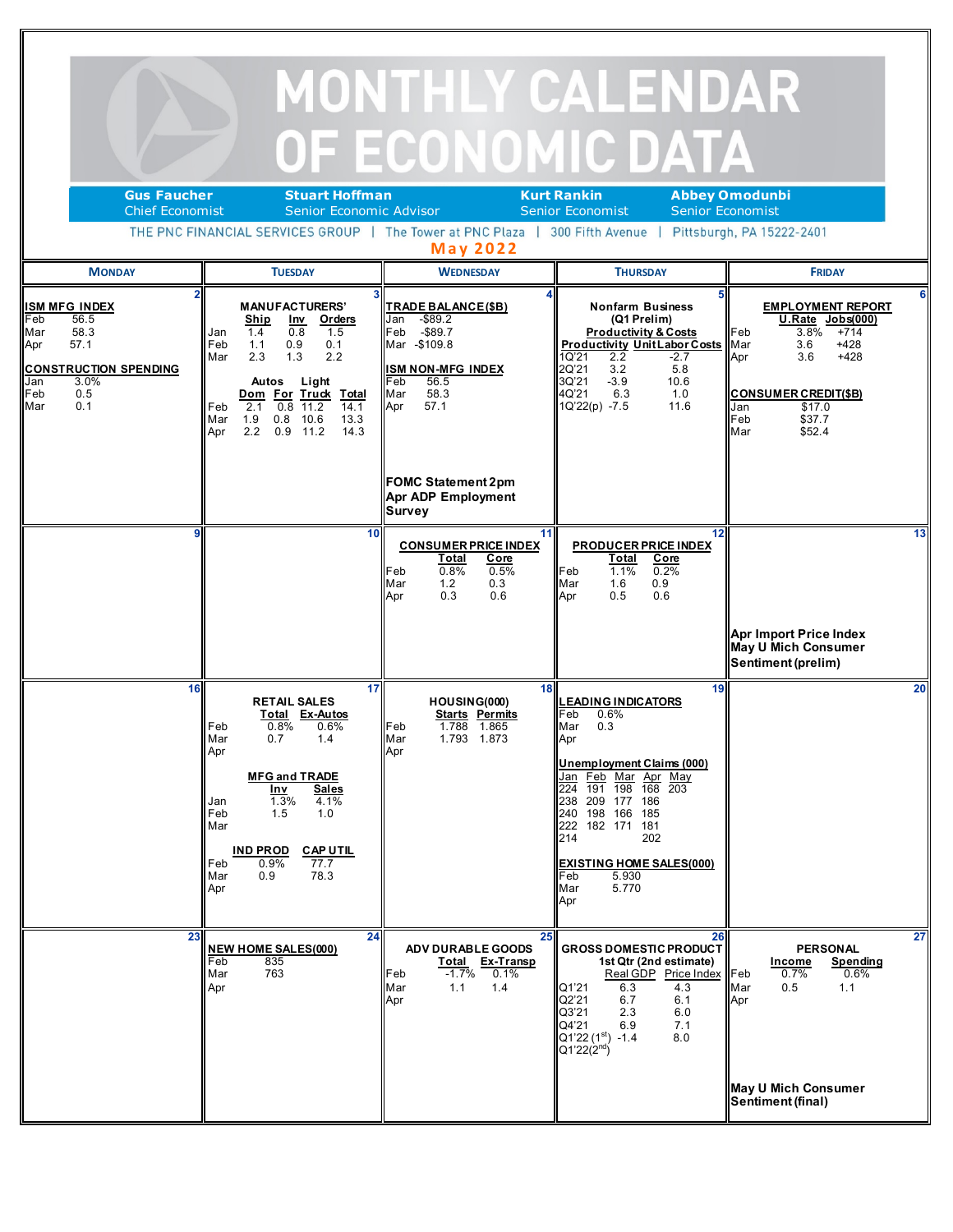# MONTHLY CALENDAR OF ECONOMIC DATA

**Gus Faucher** — Chief Economist
**Stuart Hoffman** — Senior Economic Advisor
**Kurt Rankin** — Senior Economist
**Abbey Omodunbi** — Senior Economist

THE PNC FINANCIAL SERVICES GROUP | The Tower at PNC Plaza | 300 Fifth Avenue | Pittsburgh, PA 15222-2401

## May 2022

### Monday, May 2

**ISM MFG INDEX**

| | |
|---|---|
| Feb | 56.5 |
| Mar | 58.3 |
| Apr | 57.1 |

**CONSTRUCTION SPENDING**

| | |
|---|---|
| Jan | 3.0% |
| Feb | 0.5 |
| Mar | 0.1 |

### Tuesday, May 3

**MANUFACTURERS'**

| | Ship | Inv | Orders |
|---|---|---|---|
| Jan | 1.4 | 0.8 | 1.5 |
| Feb | 1.1 | 0.9 | 0.1 |
| Mar | 2.3 | 1.3 | 2.2 |

**Autos / Light**

| | Dom | For | Truck | Total |
|---|---|---|---|---|
| Feb | 2.1 | 0.8 | 11.2 | 14.1 |
| Mar | 1.9 | 0.8 | 10.6 | 13.3 |
| Apr | 2.2 | 0.9 | 11.2 | 14.3 |

### Wednesday, May 4

**TRADE BALANCE ($B)**

| | |
|---|---|
| Jan | -$89.2 |
| Feb | -$89.7 |
| Mar | -$109.8 |

**ISM NON-MFG INDEX**

| | |
|---|---|
| Feb | 56.5 |
| Mar | 58.3 |
| Apr | 57.1 |

**FOMC Statement 2pm**
**Apr ADP Employment Survey**

### Thursday, May 5

**Nonfarm Business (Q1 Prelim)**
**Productivity & Costs**

| | Productivity | Unit Labor Costs |
|---|---|---|
| 1Q'21 | 2.2 | -2.7 |
| 2Q'21 | 3.2 | 5.8 |
| 3Q'21 | -3.9 | 10.6 |
| 4Q'21 | 6.3 | 1.0 |
| 1Q'22(p) | -7.5 | 11.6 |

### Friday, May 6

**EMPLOYMENT REPORT**

| | U.Rate | Jobs(000) |
|---|---|---|
| Feb | 3.8% | +714 |
| Mar | 3.6 | +428 |
| Apr | 3.6 | +428 |

**CONSUMER CREDIT($B)**

| | |
|---|---|
| Jan | $17.0 |
| Feb | $37.7 |
| Mar | $52.4 |

### Monday, May 9

### Tuesday, May 10

### Wednesday, May 11

**CONSUMER PRICE INDEX**

| | Total | Core |
|---|---|---|
| Feb | 0.8% | 0.5% |
| Mar | 1.2 | 0.3 |
| Apr | 0.3 | 0.6 |

### Thursday, May 12

**PRODUCER PRICE INDEX**

| | Total | Core |
|---|---|---|
| Feb | 1.1% | 0.2% |
| Mar | 1.6 | 0.9 |
| Apr | 0.5 | 0.6 |

### Friday, May 13

**Apr Import Price Index**
**May U Mich Consumer Sentiment (prelim)**

### Monday, May 16

### Tuesday, May 17

**RETAIL SALES**

| | Total | Ex-Autos |
|---|---|---|
| Feb | 0.8% | 0.6% |
| Mar | 0.7 | 1.4 |
| Apr | | |

**MFG and TRADE**

| | Inv | Sales |
|---|---|---|
| Jan | 1.3% | 4.1% |
| Feb | 1.5 | 1.0 |
| Mar | | |

| | IND PROD | CAP UTIL |
|---|---|---|
| Feb | 0.9% | 77.7 |
| Mar | 0.9 | 78.3 |
| Apr | | |

### Wednesday, May 18

**HOUSING(000)**

| | Starts | Permits |
|---|---|---|
| Feb | 1.788 | 1.865 |
| Mar | 1.793 | 1.873 |
| Apr | | |

### Thursday, May 19

**LEADING INDICATORS**

| | |
|---|---|
| Feb | 0.6% |
| Mar | 0.3 |
| Apr | |

**Unemployment Claims (000)**

| Jan | Feb | Mar | Apr | May |
|---|---|---|---|---|
| 224 | 191 | 198 | 168 | 203 |
| 238 | 209 | 177 | 186 | |
| 240 | 198 | 166 | 185 | |
| 222 | 182 | 171 | 181 | |
| 214 | | | 202 | |

**EXISTING HOME SALES(000)**

| | |
|---|---|
| Feb | 5.930 |
| Mar | 5.770 |
| Apr | |

### Friday, May 20

### Monday, May 23

### Tuesday, May 24

**NEW HOME SALES(000)**

| | |
|---|---|
| Feb | 835 |
| Mar | 763 |
| Apr | |

### Wednesday, May 25

**ADV DURABLE GOODS**

| | Total | Ex-Transp |
|---|---|---|
| Feb | -1.7% | 0.1% |
| Mar | 1.1 | 1.4 |
| Apr | | |

### Thursday, May 26

**GROSS DOMESTIC PRODUCT**
**1st Qtr (2nd estimate)**

| | Real GDP | Price Index |
|---|---|---|
| Q1'21 | 6.3 | 4.3 |
| Q2'21 | 6.7 | 6.1 |
| Q3'21 | 2.3 | 6.0 |
| Q4'21 | 6.9 | 7.1 |
| Q1'22 (1st) | -1.4 | 8.0 |
| Q1'22(2nd) | | |

### Friday, May 27

**PERSONAL**

| | Income | Spending |
|---|---|---|
| Feb | 0.7% | 0.6% |
| Mar | 0.5 | 1.1 |
| Apr | | |

**May U Mich Consumer Sentiment (final)**